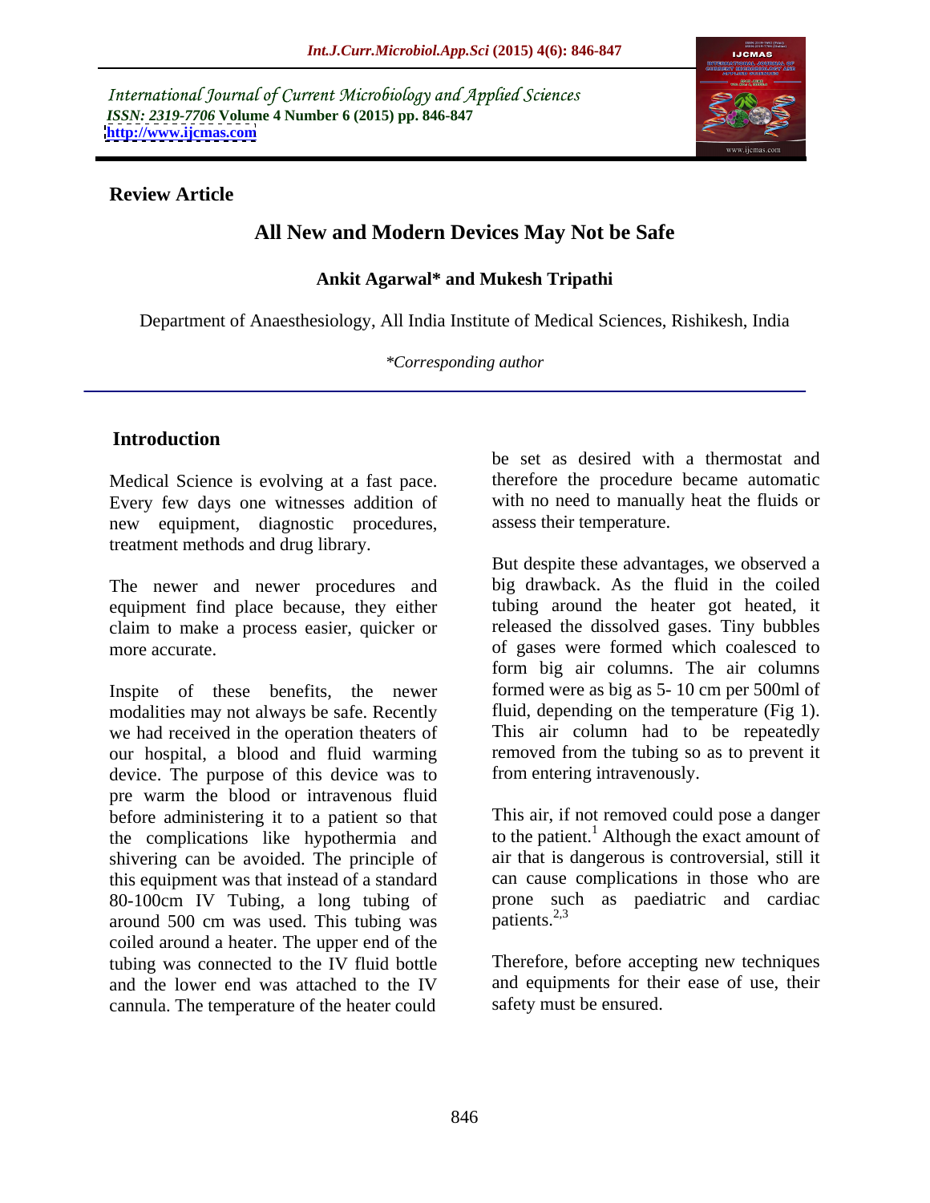International Journal of Current Microbiology and Applied Sciences
*ISSN: 2319-7706* **Volume 4 Number 6 (2015) pp. 846-847**
**http://www.ijcmas.com**

**Review Article**

# All New and Modern Devices May Not be Safe

**Ankit Agarwal\* and Mukesh Tripathi**

Department of Anaesthesiology, All India Institute of Medical Sciences, Rishikesh, India

*\*Corresponding author*

## Introduction

Medical Science is evolving at a fast pace. Every few days one witnesses addition of new equipment, diagnostic procedures, treatment methods and drug library.

The newer and newer procedures and equipment find place because, they either claim to make a process easier, quicker or more accurate.

Inspite of these benefits, the newer modalities may not always be safe. Recently we had received in the operation theaters of our hospital, a blood and fluid warming device. The purpose of this device was to pre warm the blood or intravenous fluid before administering it to a patient so that the complications like hypothermia and shivering can be avoided. The principle of this equipment was that instead of a standard 80-100cm IV Tubing, a long tubing of around 500 cm was used. This tubing was coiled around a heater. The upper end of the tubing was connected to the IV fluid bottle and the lower end was attached to the IV cannula. The temperature of the heater could be set as desired with a thermostat and therefore the procedure became automatic with no need to manually heat the fluids or assess their temperature.

But despite these advantages, we observed a big drawback. As the fluid in the coiled tubing around the heater got heated, it released the dissolved gases. Tiny bubbles of gases were formed which coalesced to form big air columns. The air columns formed were as big as 5- 10 cm per 500ml of fluid, depending on the temperature (Fig 1). This air column had to be repeatedly removed from the tubing so as to prevent it from entering intravenously.

This air, if not removed could pose a danger to the patient.[1] Although the exact amount of air that is dangerous is controversial, still it can cause complications in those who are prone such as paediatric and cardiac patients.[2,3]

Therefore, before accepting new techniques and equipments for their ease of use, their safety must be ensured.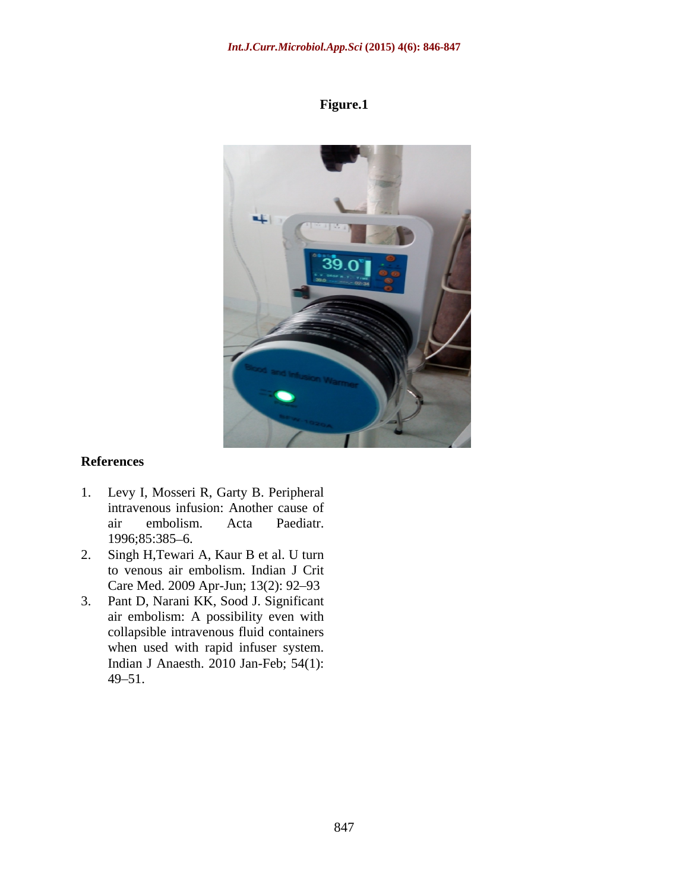**Figure.1**

## References

1. Levy I, Mosseri R, Garty B. Peripheral intravenous infusion: Another cause of air embolism. Acta Paediatr. 1996;85:385–6.
2. Singh H,Tewari A, Kaur B et al. U turn to venous air embolism. Indian J Crit Care Med. 2009 Apr-Jun; 13(2): 92–93
3. Pant D, Narani KK, Sood J. Significant air embolism: A possibility even with collapsible intravenous fluid containers when used with rapid infuser system. Indian J Anaesth. 2010 Jan-Feb; 54(1): 49–51.